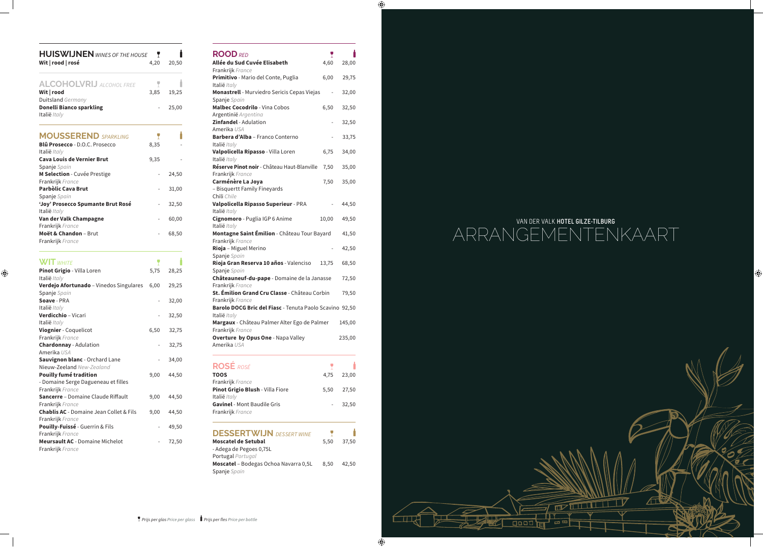## HUISWIJNEN *WINES OF THE HOUSE*

| | Glas | Fles |
|---|---|---|
| **Wit \| rood \| rosé** | 4,20 | 20,50 |

## ALCOHOLVRIJ *ALCOHOL FREE*

| | Glas | Fles |
|---|---|---|
| **Wit \| rood**<br>Duitsland *Germany* | 3,85 | 19,25 |
| **Donelli Bianco sparkling**<br>Italië *Italy* | - | 25,00 |

## MOUSSEREND *SPARKLING*

| | Glas | Fles |
|---|---|---|
| **Blû Prosecco** - D.O.C. Prosecco<br>Italië *Italy* | 8,35 | - |
| **Cava Louis de Vernier Brut**<br>Spanje *Spain* | 9,35 | - |
| **M Selection** - Cuvée Prestige<br>Frankrijk *France* | - | 24,50 |
| **Parbòlic Cava Brut**<br>Spanje *Spain* | - | 31,00 |
| **'Joy' Prosecco Spumante Brut Rosé**<br>Italië *Italy* | - | 32,50 |
| **Van der Valk Champagne**<br>Frankrijk *France* | - | 60,00 |
| **Moët & Chandon** – Brut<br>Frankrijk *France* | - | 68,50 |

## WIT *WHITE*

| | Glas | Fles |
|---|---|---|
| **Pinot Grigio** - Villa Loren<br>Italië *Italy* | 5,75 | 28,25 |
| **Verdejo Afortunado** – Vinedos Singulares<br>Spanje *Spain* | 6,00 | 29,25 |
| **Soave** - PRA<br>Italië *Italy* | - | 32,00 |
| **Verdicchio** – Vicari<br>Italië *Italy* | - | 32,50 |
| **Viognier** - Coquelicot<br>Frankrijk *France* | 6,50 | 32,75 |
| **Chardonnay** - Adulation<br>Amerika *USA* | - | 32,75 |
| **Sauvignon blanc** - Orchard Lane<br>Nieuw-Zeeland *New-Zealand* | - | 34,00 |
| **Pouilly fumé tradition**<br>- Domaine Serge Dagueneau et filles<br>Frankrijk *France* | 9,00 | 44,50 |
| **Sancerre** – Domaine Claude Riffault<br>Frankrijk *France* | 9,00 | 44,50 |
| **Chablis AC** - Domaine Jean Collet & Fils<br>Frankrijk *France* | 9,00 | 44,50 |
| **Pouilly-Fuissé** - Guerrin & Fils<br>Frankrijk *France* | - | 49,50 |
| **Meursault AC** - Domaine Michelot<br>Frankrijk *France* | - | 72,50 |

## ROOD *RED*

| | Glas | Fles |
|---|---|---|
| **Allée du Sud Cuvée Elisabeth**<br>Frankrijk *France* | 4,60 | 28,00 |
| **Primitivo** - Mario del Conte, Puglia<br>Italië *Italy* | 6,00 | 29,75 |
| **Monastrell** - Murviedro Sericis Cepas Viejas<br>Spanje *Spain* | - | 32,00 |
| **Malbec Cocodrilo** - Vina Cobos<br>Argentinië *Argentina* | 6,50 | 32,50 |
| **Zinfandel** - Adulation<br>Amerika *USA* | - | 32,50 |
| **Barbera d'Alba** – Franco Conterno<br>Italië *Italy* | - | 33,75 |
| **Valpolicella Ripasso** - Villa Loren<br>Italië *Italy* | 6,75 | 34,00 |
| **Réserve Pinot noir** - Château Haut-Blanville<br>Frankrijk *France* | 7,50 | 35,00 |
| **Carménère La Joya**<br>– Bisquertt Family Fineyards<br>Chili *Chile* | 7,50 | 35,00 |
| **Valpolicella Ripasso Superieur** - PRA<br>Italië *Italy* | - | 44,50 |
| **Cignomoro** - Puglia IGP 6 Anime<br>Italië *Italy* | 10,00 | 49,50 |
| **Montagne Saint Émilion** - Château Tour Bayard<br>Frankrijk *France* | | 41,50 |
| **Rioja** – Miguel Merino<br>Spanje *Spain* | - | 42,50 |
| **Rioja Gran Reserva 10 años** - Valenciso<br>Spanje *Spain* | 13,75 | 68,50 |
| **Châteauneuf-du-pape** - Domaine de la Janasse<br>Frankrijk *France* | | 72,50 |
| **St. Émilion Grand Cru Classe** - Château Corbin<br>Frankrijk *France* | | 79,50 |
| **Barolo DOCG Bric del Fiasc** - Tenuta Paolo Scavino<br>Italië *Italy* | | 92,50 |
| **Margaux** - Château Palmer Alter Ego de Palmer<br>Frankrijk *France* | | 145,00 |
| **Overture by Opus One** - Napa Valley<br>Amerika *USA* | | 235,00 |

## ROSÉ *ROSÉ*

| | Glas | Fles |
|---|---|---|
| **TOOS**<br>Frankrijk *France* | 4,75 | 23,00 |
| **Pinot Grigio Blush** - Villa Fiore<br>Italië *Italy* | 5,50 | 27,50 |
| **Gavinel** - Mont Baudile Gris<br>Frankrijk *France* | - | 32,50 |

## DESSERTWIJN *DESSERT WINE*

| | Glas | Fles |
|---|---|---|
| **Moscatel de Setubal**<br>- Adega de Pegoes 0,75L<br>Portugal *Portugal* | 5,50 | 37,50 |
| **Moscatel** – Bodegas Ochoa Navarra 0,5L<br>Spanje *Spain* | 8,50 | 42,50 |

*Prijs per glas Price per glass* | *Prijs per fles Price per bottle*

VAN DER VALK **HOTEL GILZE-TILBURG**

# ARRANGEMENTENKAART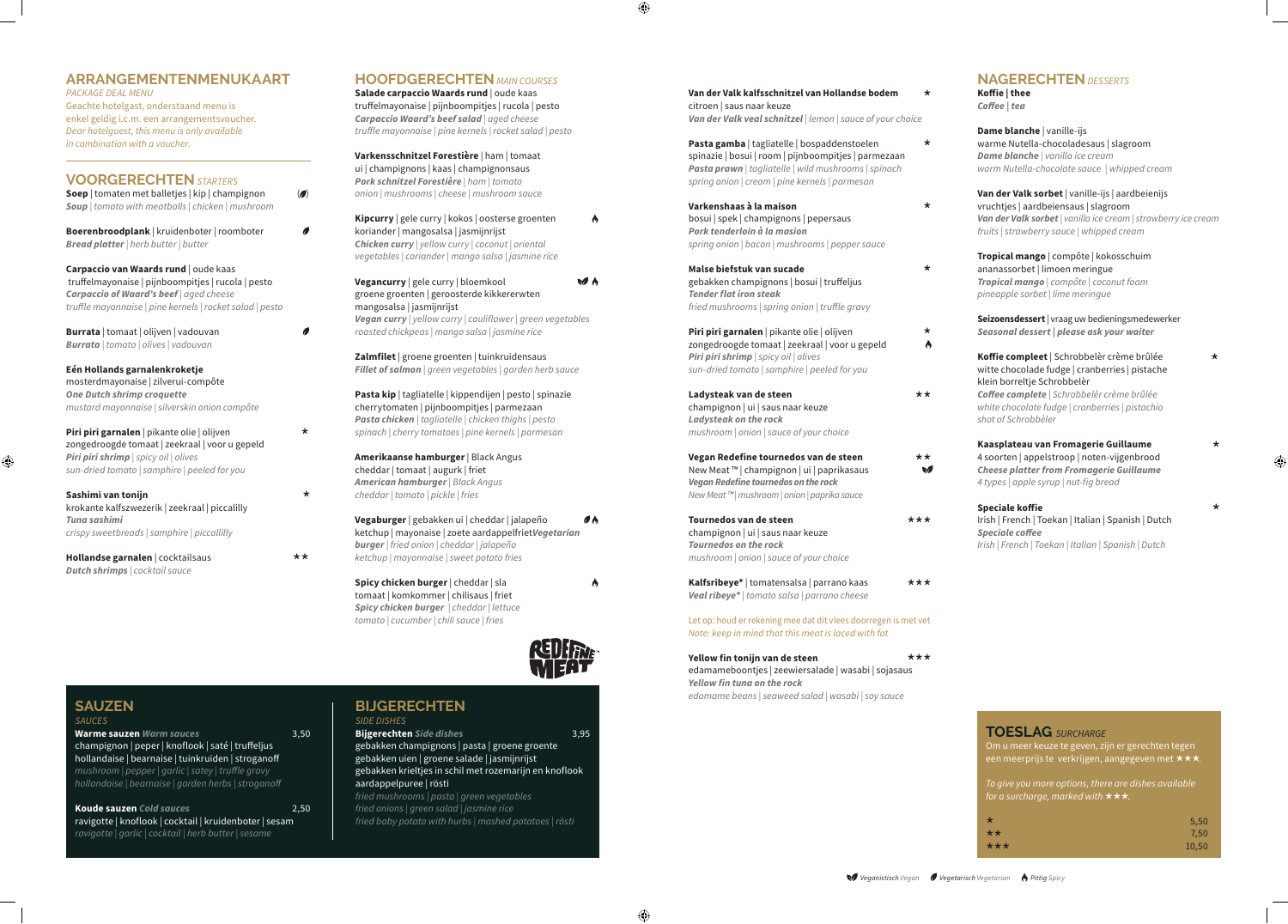## ARRANGEMENTENMENUKAART

*PACKAGE DEAL MENU*

Geachte hotelgast, onderstaand menu is enkel geldig i.c.m. een arrangementsvoucher.
*Dear hotelguest, this menu is only available in combination with a voucher.*

## VOORGERECHTEN *STARTERS*

**Soep** | tomaten met balletjes | kip | champignon (🌿)
***Soup*** | *tomato with meatballs | chicken | mushroom*

**Boerenbroodplank** | kruidenboter | roomboter 🌿
***Bread platter*** | *herb butter | butter*

**Carpaccio van Waards rund** | oude kaas truffelmayonaise | pijnboompitjes | rucola | pesto
***Carpaccio of Waard's beef*** | *aged cheese truffle mayonnaise | pine kernels | rocket salad | pesto*

**Burrata** | tomaat | olijven | vadouvan 🌿
***Burrata*** | *tomato | olives | vadouvan*

**Eén Hollands garnalenkroketje**
mosterdmayonaise | zilverui-compôte
***One Dutch shrimp croquette***
*mustard mayonnaise | silverskin onion compôte*

**Piri piri garnalen** | pikante olie | olijven ★
zongedroogde tomaat | zeekraal | voor u gepeld
***Piri piri shrimp*** | *spicy oil | olives sun-dried tomato | samphire | peeled for you*

**Sashimi van tonijn** ★
krokante kalfszwezerik | zeekraal | piccalilly
***Tuna sashimi***
*crispy sweetbreads | samphire | piccallilly*

**Hollandse garnalen** | cocktailsaus ★★
***Dutch shrimps*** | *cocktail sauce*

## HOOFDGERECHTEN *MAIN COURSES*

**Salade carpaccio Waards rund** | oude kaas truffelmayonaise | pijnboompitjes | rucola | pesto
***Carpaccio Waard's beef salad*** | *aged cheese truffle mayonnaise | pine kernels | rocket salad | pesto*

**Varkensschnitzel Forestière** | ham | tomaat ui | champignons | kaas | champignonsaus
***Pork schnitzel Forestière*** | *ham | tomato onion | mushrooms | cheese | mushroom sauce*

**Kipcurry** | gele curry | kokos | oosterse groenten 🌶
koriander | mangosalsa | jasmijnrijst
***Chicken curry*** | *yellow curry | coconut | oriental vegetables | coriander | mango salsa | jasmine rice*

**Vegancurry** | gele curry | bloemkool 🌱 🌶
groene groenten | geroosterde kikkererwten mangosalsa | jasmijnrijst
***Vegan curry*** | *yellow curry | cauliflower | green vegetables roasted chickpeas | mango salsa | jasmine rice*

**Zalmfilet** | groene groenten | tuinkruidensaus
***Fillet of salmon*** | *green vegetables | garden herb sauce*

**Pasta kip** | tagliatelle | kippendijen | pesto | spinazie cherrytomaten | pijnboompitjes | parmezaan
***Pasta chicken*** | *tagliotelle | chicken thighs | pesto spinach | cherry tomatoes | pine kernels | parmesan*

**Amerikaanse hamburger** | Black Angus cheddar | tomaat | augurk | friet
***American hamburger*** | *Black Angus cheddar | tomato | pickle | fries*

**Vegaburger** | gebakken ui | cheddar | jalapeño 🌿 🌶
ketchup | mayonaise | zoete aardappelfriet***Vegetarian burger*** | *fried onion | cheddar | jalapeño ketchup | mayonnaise | sweet potato fries*

**Spicy chicken burger** | cheddar | sla 🌶
tomaat | komkommer | chilisaus | friet
***Spicy chicken burger*** | *cheddar | lettuce tomato | cucumber | chili sauce | fries*

**Van der Valk kalfsschnitzel van Hollandse bodem** ★
citroen | saus naar keuze
***Van der Valk veal schnitzel*** | *lemon | sauce of your choice*

**Pasta gamba** | tagliatelle | bospaddenstoelen ★
spinazie | bosui | room | pijnboompitjes | parmezaan
***Pasta prawn*** | *tagliatelle | wild mushrooms | spinach spring onion | cream | pine kernels | parmesan*

**Varkenshaas à la maison** ★
bosui | spek | champignons | pepersaus
***Pork tenderloin à la masion***
*spring onion | bacon | mushrooms | pepper sauce*

**Malse biefstuk van sucade** ★
gebakken champignons | bosui | truffeljus
***Tender flat iron steak***
*fried mushrooms | spring onion | truffle gravy*

**Piri piri garnalen** | pikante olie | olijven ★ 🌶
zongedroogde tomaat | zeekraal | voor u gepeld
***Piri piri shrimp*** | *spicy oil | olives sun-dried tomato | samphire | peeled for you*

**Ladysteak van de steen** ★★
champignon | ui | saus naar keuze
***Ladysteak on the rock***
*mushroom | onion | sauce of your choice*

**Vegan Redefine tournedos van de steen** ★★ 🌱
New Meat ™ | champignon | ui | paprikasaus
***Vegan Redefine tournedos on the rock***
*New Meat ™ | mushroom | onion | paprika sauce*

**Tournedos van de steen** ★★★
champignon | ui | saus naar keuze
***Tournedos on the rock***
*mushroom | onion | sauce of your choice*

**Kalfsribeye*** | tomatensalsa | parrano kaas ★★★
***Veal ribeye**** | *tomato salsa | parrano cheese*

Let op: houd er rekening mee dat dit vlees doorregen is met vet
*Note: keep in mind that this meat is laced with fat*

**Yellow fin tonijn van de steen** ★★★
edamameboontjes | zeewiersalade | wasabi | sojasaus
***Yellow fin tuna on the rock***
*edamame beans | seaweed salad | wasabi | soy sauce*

REDEFINE MEAT

## NAGERECHTEN *DESSERTS*

**Koffie | thee**
***Coffee | tea***

**Dame blanche** | vanille-ijs
warme Nutella-chocoladesaus | slagroom
***Dame blanche*** | *vanilla ice cream warm Nutella-chocolate sauce | whipped cream*

**Van der Valk sorbet** | vanille-ijs | aardbeienijs vruchtjes | aardbeiensaus | slagroom
***Van der Valk sorbet*** | *vanilla ice cream | strawberry ice cream fruits | strawberry sauce | whipped cream*

**Tropical mango** | compôte | kokosschuim ananassorbet | limoen meringue
***Tropical mango*** | *compôte | coconut foam pineapple sorbet | lime meringue*

**Seizoensdessert** | vraag uw bedieningsmedewerker
***Seasonal dessert*** | ***please ask your waiter***

**Koffie compleet** | Schrobbelèr crème brûlée ★
witte chocolade fudge | cranberries | pistache klein borreltje Schrobbelèr
***Coffee complete*** | *Schrobbelèr crème brûlée white chocolate fudge | cranberries | pistachio shot of Schrobbèler*

**Kaasplateau van Fromagerie Guillaume** ★
4 soorten | appelstroop | noten-vijgenbrood
***Cheese platter from Fromagerie Guillaume***
*4 types | apple syrup | nut-fig bread*

**Speciale koffie** ★
Irish | French | Toekan | Italian | Spanish | Dutch
***Speciale coffee***
*Irish | French | Toekan | Italian | Spanish | Dutch*

## SAUZEN

*SAUCES*

**Warme sauzen** ***Warm sauces*** 3,50
champignon | peper | knoflook | saté | truffeljus hollandaise | bearnaise | tuinkruiden | stroganoff
*mushroom | pepper | garlic | satey | truffle gravy hollandaise | bearnaise | garden herbs | stroganoff*

**Koude sauzen** ***Cold sauces*** 2,50
ravigotte | knoflook | cocktail | kruidenboter | sesam
*ravigotte | garlic | cocktail | herb butter | sesame*

## BIJGERECHTEN

*SIDE DISHES*

**Bijgerechten** ***Side dishes*** 3,95
gebakken champignons | pasta | groene groente gebakken uien | groene salade | jasmijnrijst gebakken krieltjes in schil met rozemarijn en knoflook aardappelpuree | rösti
*fried mushrooms | pasta | green vegetables fried onions | green salad | jasmine rice fried baby potato with hurbs | mashed potatoes | rösti*

## TOESLAG *SURCHARGE*

Om u meer keuze te geven, zijn er gerechten tegen een meerprijs te verkrijgen, aangegeven met ★★★.

*To give you more options, there are dishes available for a surcharge, marked with ★★★.*

| | |
|---|---|
| ★ | 5,50 |
| ★★ | 7,50 |
| ★★★ | 10,50 |

🌱 **Veganistisch** *Vegan* 🌿 **Vegetarisch** *Vegetarian* 🌶 **Pittig** *Spicy*